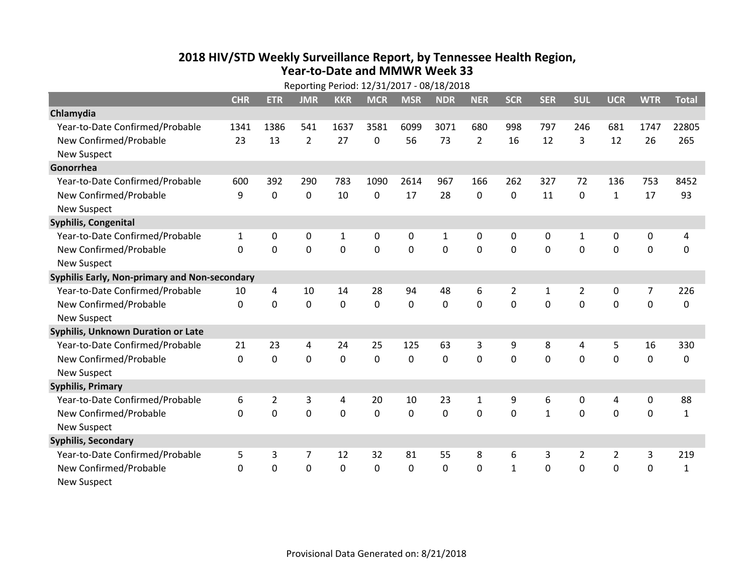# 2018 HIV/STD Weekly Surveillance Report, by Tennessee Health Region, Year-to-Date and MMWR Week 33

Reporting Period: 12/31/2017 - 08/18/2018

| | CHR | ETR | JMR | KKR | MCR | MSR | NDR | NER | SCR | SER | SUL | UCR | WTR | Total |
|---|---|---|---|---|---|---|---|---|---|---|---|---|---|---|
| **Chlamydia** | | | | | | | | | | | | | | |
| Year-to-Date Confirmed/Probable | 1341 | 1386 | 541 | 1637 | 3581 | 6099 | 3071 | 680 | 998 | 797 | 246 | 681 | 1747 | 22805 |
| New Confirmed/Probable | 23 | 13 | 2 | 27 | 0 | 56 | 73 | 2 | 16 | 12 | 3 | 12 | 26 | 265 |
| New Suspect | | | | | | | | | | | | | | |
| **Gonorrhea** | | | | | | | | | | | | | | |
| Year-to-Date Confirmed/Probable | 600 | 392 | 290 | 783 | 1090 | 2614 | 967 | 166 | 262 | 327 | 72 | 136 | 753 | 8452 |
| New Confirmed/Probable | 9 | 0 | 0 | 10 | 0 | 17 | 28 | 0 | 0 | 11 | 0 | 1 | 17 | 93 |
| New Suspect | | | | | | | | | | | | | | |
| **Syphilis, Congenital** | | | | | | | | | | | | | | |
| Year-to-Date Confirmed/Probable | 1 | 0 | 0 | 1 | 0 | 0 | 1 | 0 | 0 | 0 | 1 | 0 | 0 | 4 |
| New Confirmed/Probable | 0 | 0 | 0 | 0 | 0 | 0 | 0 | 0 | 0 | 0 | 0 | 0 | 0 | 0 |
| New Suspect | | | | | | | | | | | | | | |
| **Syphilis Early, Non-primary and Non-secondary** | | | | | | | | | | | | | | |
| Year-to-Date Confirmed/Probable | 10 | 4 | 10 | 14 | 28 | 94 | 48 | 6 | 2 | 1 | 2 | 0 | 7 | 226 |
| New Confirmed/Probable | 0 | 0 | 0 | 0 | 0 | 0 | 0 | 0 | 0 | 0 | 0 | 0 | 0 | 0 |
| New Suspect | | | | | | | | | | | | | | |
| **Syphilis, Unknown Duration or Late** | | | | | | | | | | | | | | |
| Year-to-Date Confirmed/Probable | 21 | 23 | 4 | 24 | 25 | 125 | 63 | 3 | 9 | 8 | 4 | 5 | 16 | 330 |
| New Confirmed/Probable | 0 | 0 | 0 | 0 | 0 | 0 | 0 | 0 | 0 | 0 | 0 | 0 | 0 | 0 |
| New Suspect | | | | | | | | | | | | | | |
| **Syphilis, Primary** | | | | | | | | | | | | | | |
| Year-to-Date Confirmed/Probable | 6 | 2 | 3 | 4 | 20 | 10 | 23 | 1 | 9 | 6 | 0 | 4 | 0 | 88 |
| New Confirmed/Probable | 0 | 0 | 0 | 0 | 0 | 0 | 0 | 0 | 0 | 1 | 0 | 0 | 0 | 1 |
| New Suspect | | | | | | | | | | | | | | |
| **Syphilis, Secondary** | | | | | | | | | | | | | | |
| Year-to-Date Confirmed/Probable | 5 | 3 | 7 | 12 | 32 | 81 | 55 | 8 | 6 | 3 | 2 | 2 | 3 | 219 |
| New Confirmed/Probable | 0 | 0 | 0 | 0 | 0 | 0 | 0 | 0 | 1 | 0 | 0 | 0 | 0 | 1 |
| New Suspect | | | | | | | | | | | | | | |

Provisional Data Generated on: 8/21/2018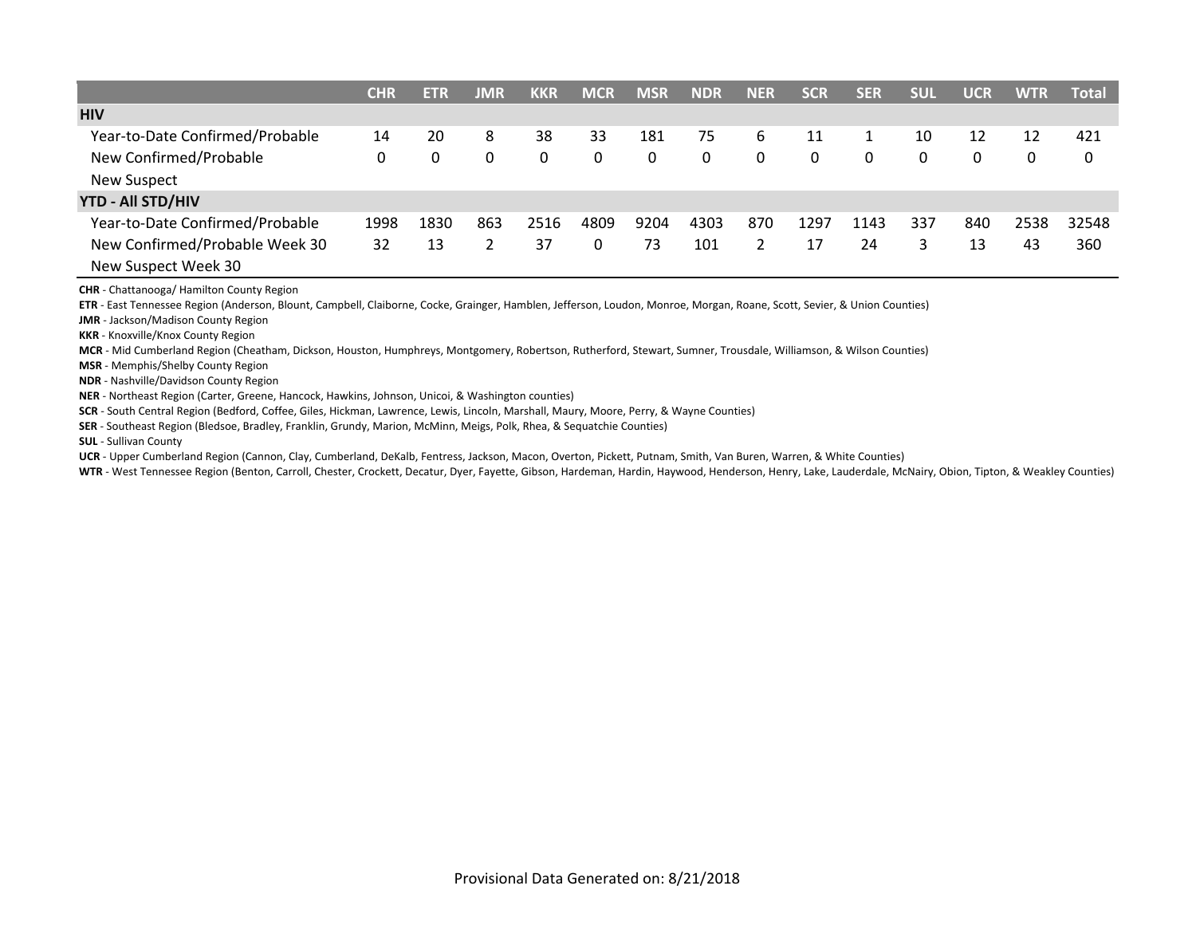| | CHR | ETR | JMR | KKR | MCR | MSR | NDR | NER | SCR | SER | SUL | UCR | WTR | Total |
|---|---|---|---|---|---|---|---|---|---|---|---|---|---|---|
| **HIV** | | | | | | | | | | | | | | |
| Year-to-Date Confirmed/Probable | 14 | 20 | 8 | 38 | 33 | 181 | 75 | 6 | 11 | 1 | 10 | 12 | 12 | 421 |
| New Confirmed/Probable | 0 | 0 | 0 | 0 | 0 | 0 | 0 | 0 | 0 | 0 | 0 | 0 | 0 | 0 |
| New Suspect | | | | | | | | | | | | | | |
| **YTD - All STD/HIV** | | | | | | | | | | | | | | |
| Year-to-Date Confirmed/Probable | 1998 | 1830 | 863 | 2516 | 4809 | 9204 | 4303 | 870 | 1297 | 1143 | 337 | 840 | 2538 | 32548 |
| New Confirmed/Probable Week 30 | 32 | 13 | 2 | 37 | 0 | 73 | 101 | 2 | 17 | 24 | 3 | 13 | 43 | 360 |
| New Suspect Week 30 | | | | | | | | | | | | | | |

**CHR** - Chattanooga/ Hamilton County Region

**ETR** - East Tennessee Region (Anderson, Blount, Campbell, Claiborne, Cocke, Grainger, Hamblen, Jefferson, Loudon, Monroe, Morgan, Roane, Scott, Sevier, & Union Counties)

**JMR** - Jackson/Madison County Region

**KKR** - Knoxville/Knox County Region

**MCR** - Mid Cumberland Region (Cheatham, Dickson, Houston, Humphreys, Montgomery, Robertson, Rutherford, Stewart, Sumner, Trousdale, Williamson, & Wilson Counties)

**MSR** - Memphis/Shelby County Region

**NDR** - Nashville/Davidson County Region

**NER** - Northeast Region (Carter, Greene, Hancock, Hawkins, Johnson, Unicoi, & Washington counties)

**SCR** - South Central Region (Bedford, Coffee, Giles, Hickman, Lawrence, Lewis, Lincoln, Marshall, Maury, Moore, Perry, & Wayne Counties)

**SER** - Southeast Region (Bledsoe, Bradley, Franklin, Grundy, Marion, McMinn, Meigs, Polk, Rhea, & Sequatchie Counties)

**SUL** - Sullivan County

**UCR** - Upper Cumberland Region (Cannon, Clay, Cumberland, DeKalb, Fentress, Jackson, Macon, Overton, Pickett, Putnam, Smith, Van Buren, Warren, & White Counties)

**WTR** - West Tennessee Region (Benton, Carroll, Chester, Crockett, Decatur, Dyer, Fayette, Gibson, Hardeman, Hardin, Haywood, Henderson, Henry, Lake, Lauderdale, McNairy, Obion, Tipton, & Weakley Counties)

Provisional Data Generated on: 8/21/2018